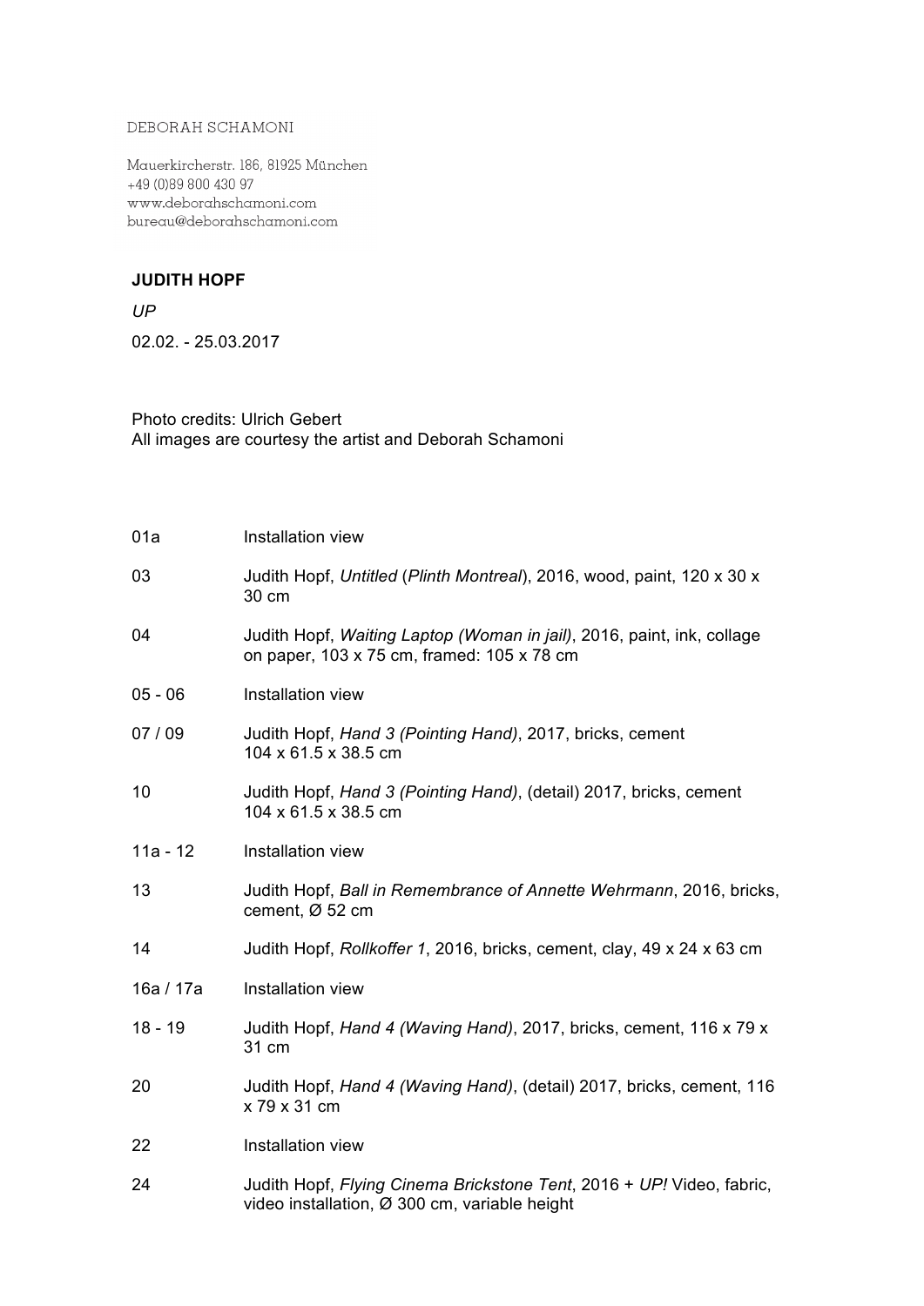DEBORAH SCHAMONI

Mauerkircherstr. 186, 81925 München
+49 (0)89 800 430 97
www.deborahschamoni.com
bureau@deborahschamoni.com

**JUDITH HOPF**

*UP*

02.02. - 25.03.2017

Photo credits: Ulrich Gebert
All images are courtesy the artist and Deborah Schamoni

| | |
|---|---|
| 01a | Installation view |
| 03 | Judith Hopf, *Untitled* (*Plinth Montreal*), 2016, wood, paint, 120 x 30 x 30 cm |
| 04 | Judith Hopf, *Waiting Laptop (Woman in jail)*, 2016, paint, ink, collage on paper, 103 x 75 cm, framed: 105 x 78 cm |
| 05 - 06 | Installation view |
| 07 / 09 | Judith Hopf, *Hand 3 (Pointing Hand)*, 2017, bricks, cement 104 x 61.5 x 38.5 cm |
| 10 | Judith Hopf, *Hand 3 (Pointing Hand)*, (detail) 2017, bricks, cement 104 x 61.5 x 38.5 cm |
| 11a - 12 | Installation view |
| 13 | Judith Hopf, *Ball in Remembrance of Annette Wehrmann*, 2016, bricks, cement, Ø 52 cm |
| 14 | Judith Hopf, *Rollkoffer 1*, 2016, bricks, cement, clay, 49 x 24 x 63 cm |
| 16a / 17a | Installation view |
| 18 - 19 | Judith Hopf, *Hand 4 (Waving Hand)*, 2017, bricks, cement, 116 x 79 x 31 cm |
| 20 | Judith Hopf, *Hand 4 (Waving Hand)*, (detail) 2017, bricks, cement, 116 x 79 x 31 cm |
| 22 | Installation view |
| 24 | Judith Hopf, *Flying Cinema Brickstone Tent*, 2016 + *UP!* Video, fabric, video installation, Ø 300 cm, variable height |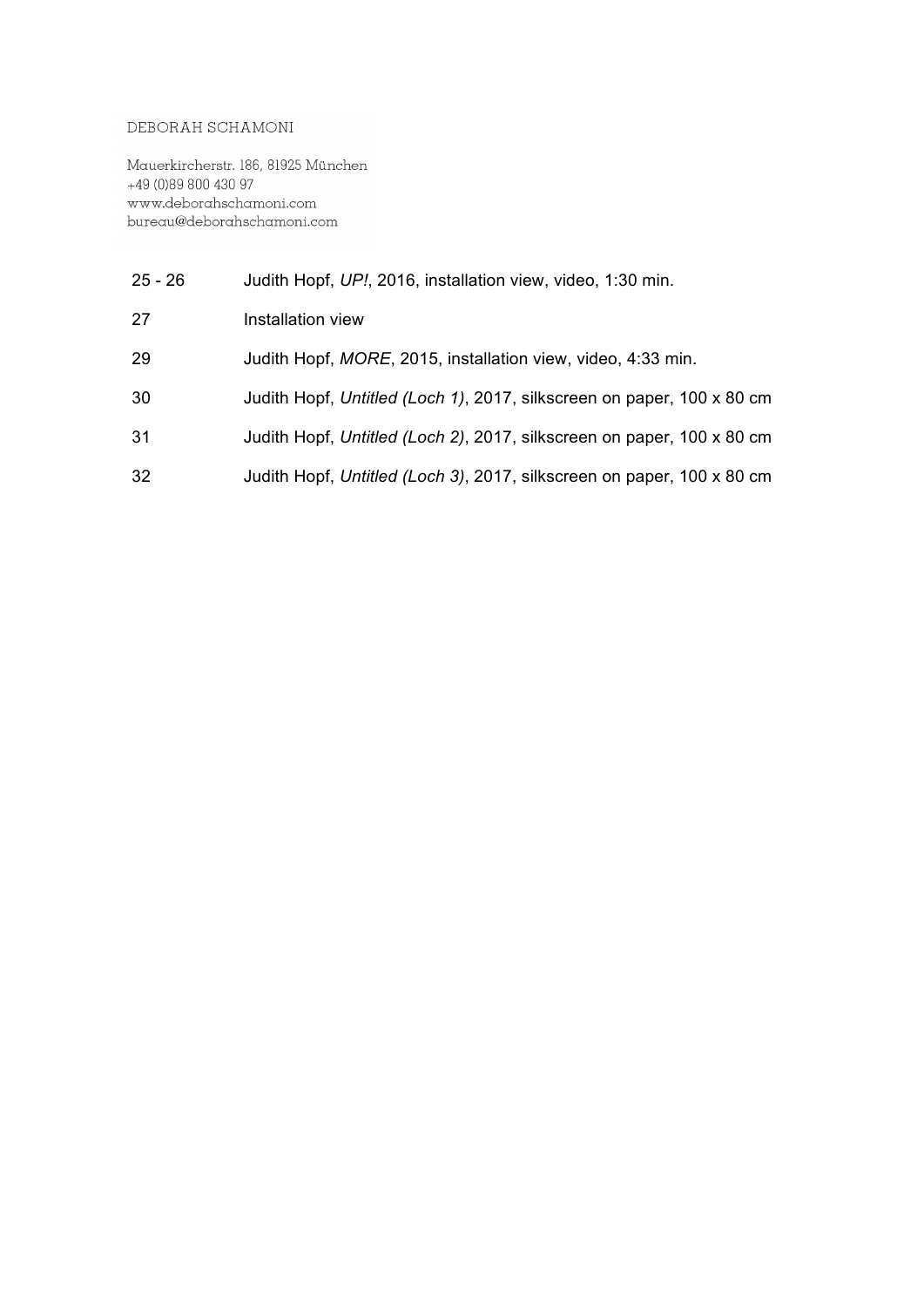DEBORAH SCHAMONI

Mauerkircherstr. 186, 81925 München
+49 (0)89 800 430 97
www.deborahschamoni.com
bureau@deborahschamoni.com

| | |
|---|---|
| 25 - 26 | Judith Hopf, *UP!*, 2016, installation view, video, 1:30 min. |
| 27 | Installation view |
| 29 | Judith Hopf, *MORE*, 2015, installation view, video, 4:33 min. |
| 30 | Judith Hopf, *Untitled (Loch 1)*, 2017, silkscreen on paper, 100 x 80 cm |
| 31 | Judith Hopf, *Untitled (Loch 2)*, 2017, silkscreen on paper, 100 x 80 cm |
| 32 | Judith Hopf, *Untitled (Loch 3)*, 2017, silkscreen on paper, 100 x 80 cm |